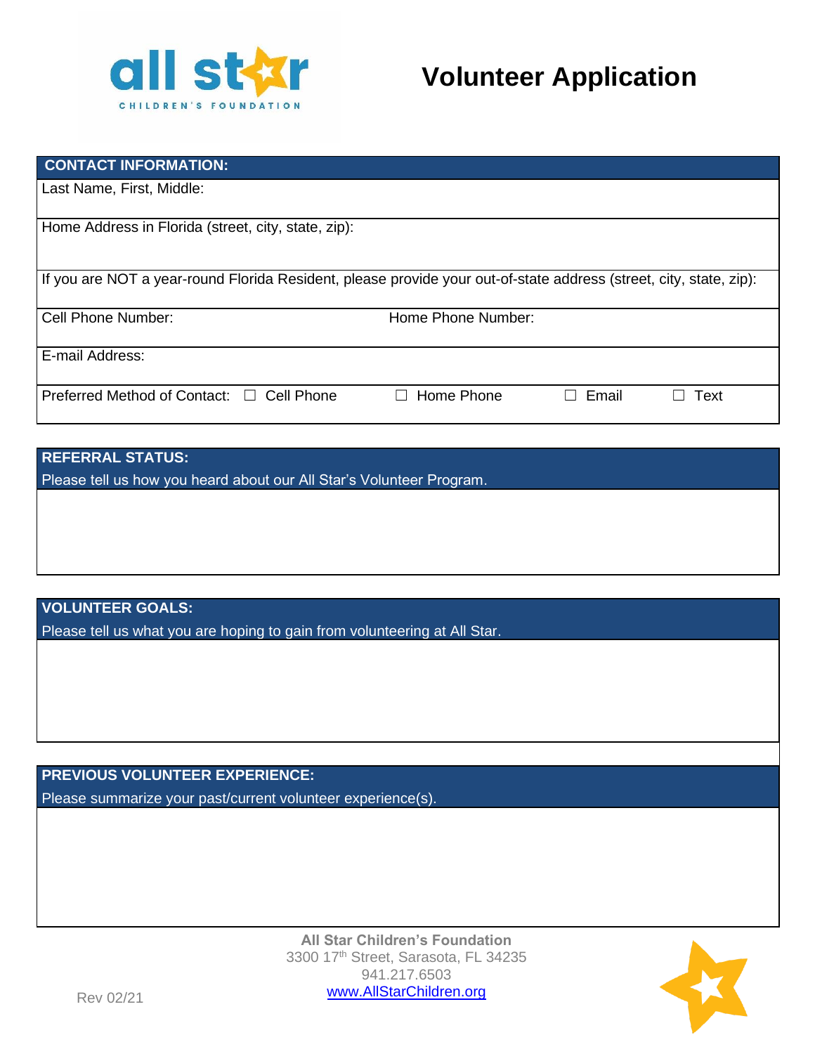all star CHILDREN'S FOUNDATION

# Volunteer Application

| CONTACT INFORMATION: | |
|---|---|
| Last Name, First, Middle: | |
| Home Address in Florida (street, city, state, zip): | |
| If you are NOT a year-round Florida Resident, please provide your out-of-state address (street, city, state, zip): | |
| Cell Phone Number: | Home Phone Number: |
| E-mail Address: | |
| Preferred Method of Contact: ☐ Cell Phone ☐ Home Phone ☐ Email ☐ Text | |

| REFERRAL STATUS: |
|---|
| Please tell us how you heard about our All Star's Volunteer Program. |
| |

| VOLUNTEER GOALS: |
|---|
| Please tell us what you are hoping to gain from volunteering at All Star. |
| |

| PREVIOUS VOLUNTEER EXPERIENCE: |
|---|
| Please summarize your past/current volunteer experience(s). |
| |

**All Star Children's Foundation**
3300 17th Street, Sarasota, FL 34235
941.217.6503
www.AllStarChildren.org

Rev 02/21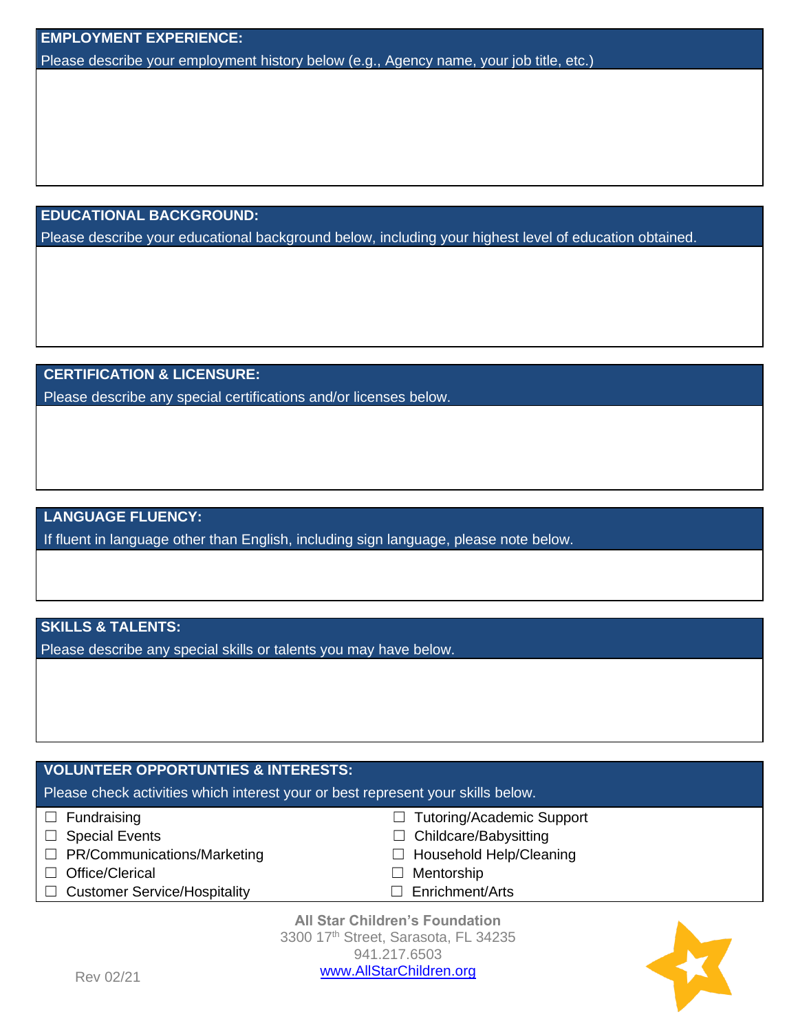**EMPLOYMENT EXPERIENCE:**

Please describe your employment history below (e.g., Agency name, your job title, etc.)

**EDUCATIONAL BACKGROUND:**

Please describe your educational background below, including your highest level of education obtained.

**CERTIFICATION & LICENSURE:**

Please describe any special certifications and/or licenses below.

**LANGUAGE FLUENCY:**

If fluent in language other than English, including sign language, please note below.

**SKILLS & TALENTS:**

Please describe any special skills or talents you may have below.

**VOLUNTEER OPPORTUNTIES & INTERESTS:**

Please check activities which interest your or best represent your skills below.

- ☐ Fundraising
- ☐ Special Events
- ☐ PR/Communications/Marketing
- ☐ Office/Clerical
- ☐ Customer Service/Hospitality
- ☐ Tutoring/Academic Support
- ☐ Childcare/Babysitting
- ☐ Household Help/Cleaning
- ☐ Mentorship
- ☐ Enrichment/Arts

**All Star Children's Foundation**
3300 17th Street, Sarasota, FL 34235
941.217.6503
www.AllStarChildren.org

Rev 02/21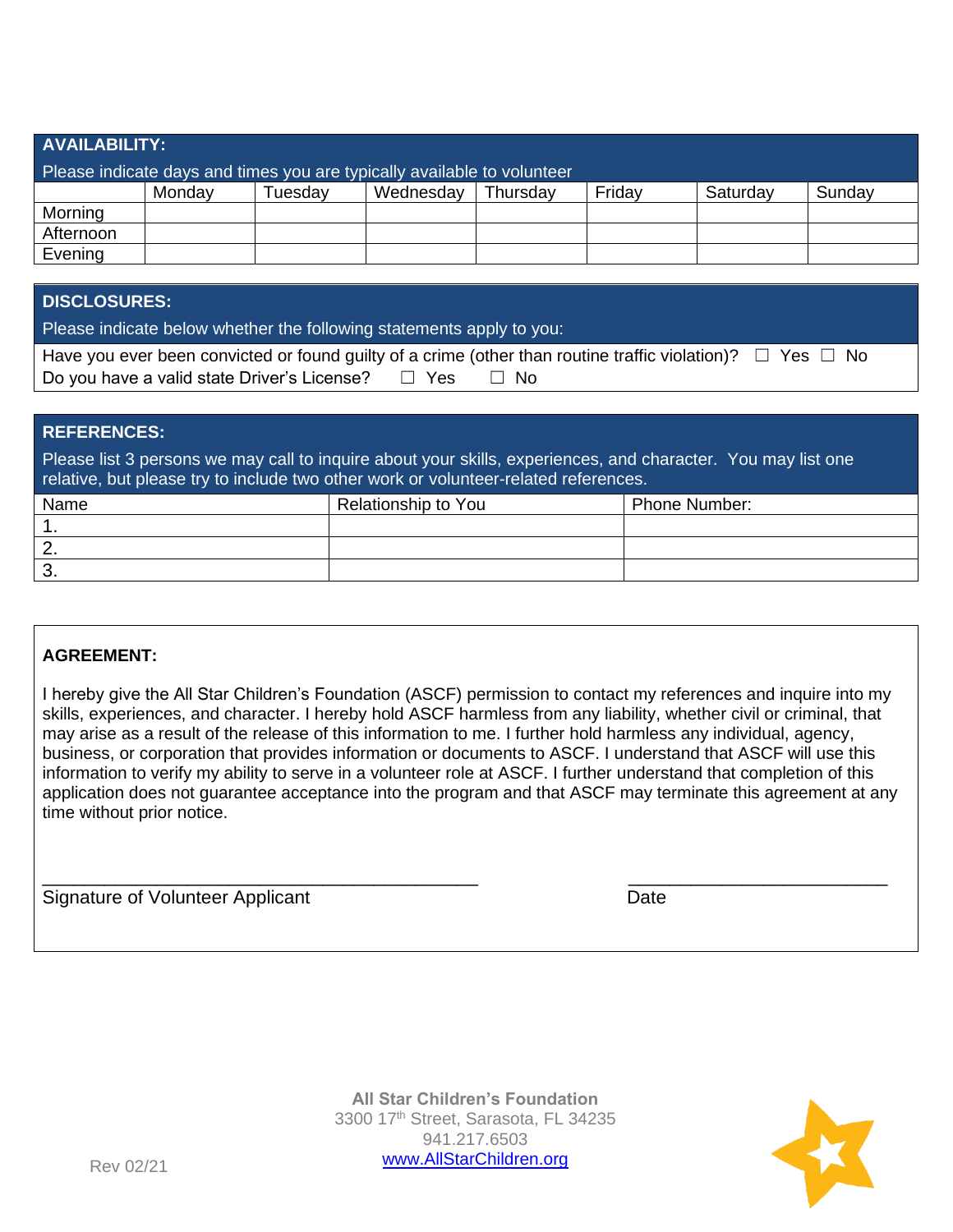## AVAILABILITY:

Please indicate days and times you are typically available to volunteer

| | Monday | Tuesday | Wednesday | Thursday | Friday | Saturday | Sunday |
|---|---|---|---|---|---|---|---|
| Morning | | | | | | | |
| Afternoon | | | | | | | |
| Evening | | | | | | | |

## DISCLOSURES:

Please indicate below whether the following statements apply to you:

Have you ever been convicted or found guilty of a crime (other than routine traffic violation)? ☐ Yes ☐ No

Do you have a valid state Driver's License? ☐ Yes ☐ No

## REFERENCES:

Please list 3 persons we may call to inquire about your skills, experiences, and character. You may list one relative, but please try to include two other work or volunteer-related references.

| Name | Relationship to You | Phone Number: |
|---|---|---|
| 1. | | |
| 2. | | |
| 3. | | |

**AGREEMENT:**

I hereby give the All Star Children's Foundation (ASCF) permission to contact my references and inquire into my skills, experiences, and character. I hereby hold ASCF harmless from any liability, whether civil or criminal, that may arise as a result of the release of this information to me. I further hold harmless any individual, agency, business, or corporation that provides information or documents to ASCF. I understand that ASCF will use this information to verify my ability to serve in a volunteer role at ASCF. I further understand that completion of this application does not guarantee acceptance into the program and that ASCF may terminate this agreement at any time without prior notice.

_____________________________________________ _________________________

Signature of Volunteer Applicant Date

**All Star Children's Foundation**
3300 17th Street, Sarasota, FL 34235
941.217.6503
www.AllStarChildren.org

Rev 02/21